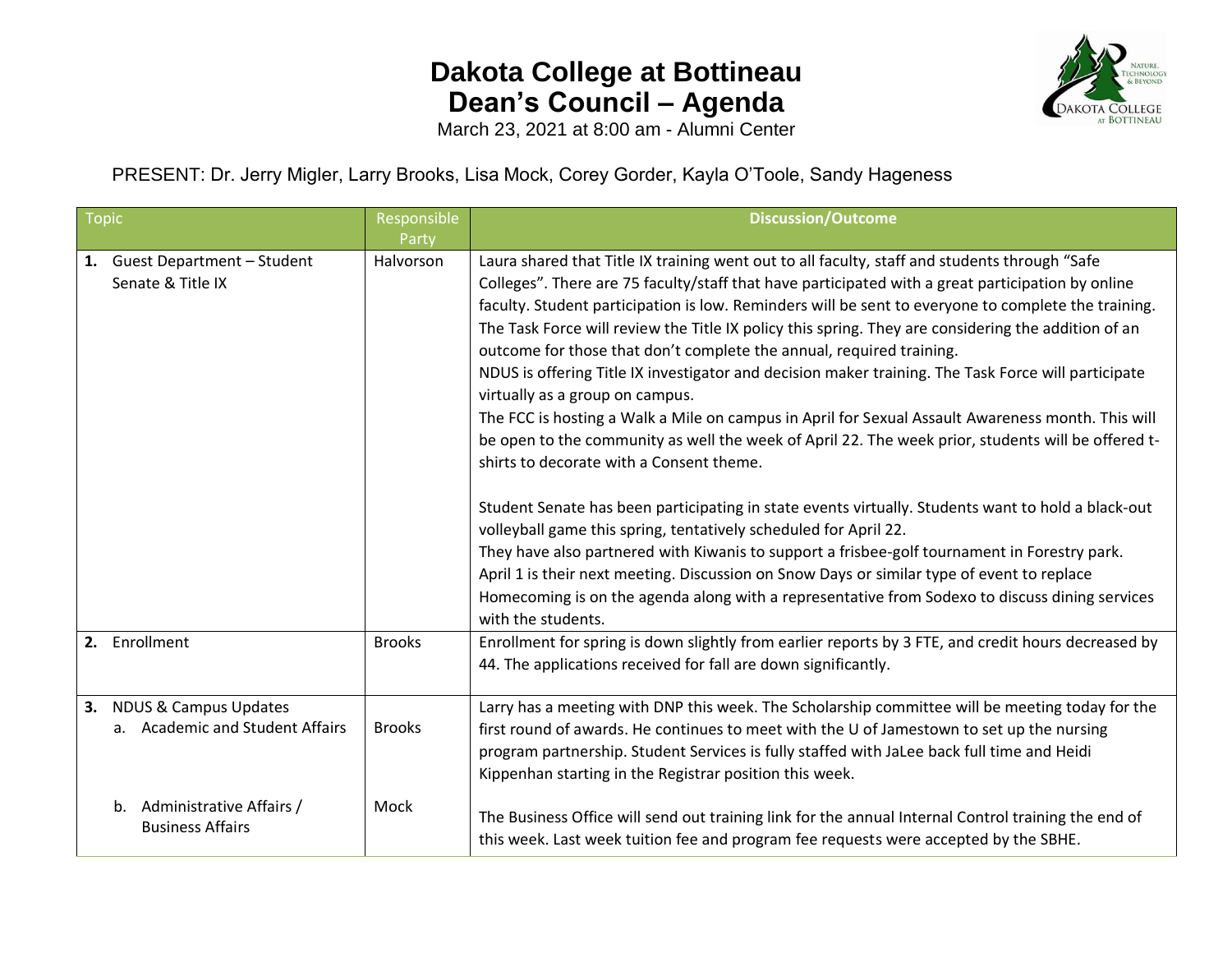# Dakota College at Bottineau
# Dean's Council – Agenda

March 23, 2021 at 8:00 am - Alumni Center

PRESENT: Dr. Jerry Migler, Larry Brooks, Lisa Mock, Corey Gorder, Kayla O'Toole, Sandy Hageness

| Topic | Responsible Party | Discussion/Outcome |
|---|---|---|
| **1.** Guest Department – Student Senate & Title IX | Halvorson | Laura shared that Title IX training went out to all faculty, staff and students through "Safe Colleges". There are 75 faculty/staff that have participated with a great participation by online faculty. Student participation is low. Reminders will be sent to everyone to complete the training. The Task Force will review the Title IX policy this spring. They are considering the addition of an outcome for those that don't complete the annual, required training.<br>NDUS is offering Title IX investigator and decision maker training. The Task Force will participate virtually as a group on campus.<br>The FCC is hosting a Walk a Mile on campus in April for Sexual Assault Awareness month. This will be open to the community as well the week of April 22. The week prior, students will be offered t-shirts to decorate with a Consent theme.<br><br>Student Senate has been participating in state events virtually. Students want to hold a black-out volleyball game this spring, tentatively scheduled for April 22.<br>They have also partnered with Kiwanis to support a frisbee-golf tournament in Forestry park. April 1 is their next meeting. Discussion on Snow Days or similar type of event to replace Homecoming is on the agenda along with a representative from Sodexo to discuss dining services with the students. |
| **2.** Enrollment | Brooks | Enrollment for spring is down slightly from earlier reports by 3 FTE, and credit hours decreased by 44. The applications received for fall are down significantly. |
| **3.** NDUS & Campus Updates<br>a. Academic and Student Affairs | Brooks | Larry has a meeting with DNP this week. The Scholarship committee will be meeting today for the first round of awards. He continues to meet with the U of Jamestown to set up the nursing program partnership. Student Services is fully staffed with JaLee back full time and Heidi Kippenhan starting in the Registrar position this week. |
| b. Administrative Affairs / Business Affairs | Mock | The Business Office will send out training link for the annual Internal Control training the end of this week. Last week tuition fee and program fee requests were accepted by the SBHE. |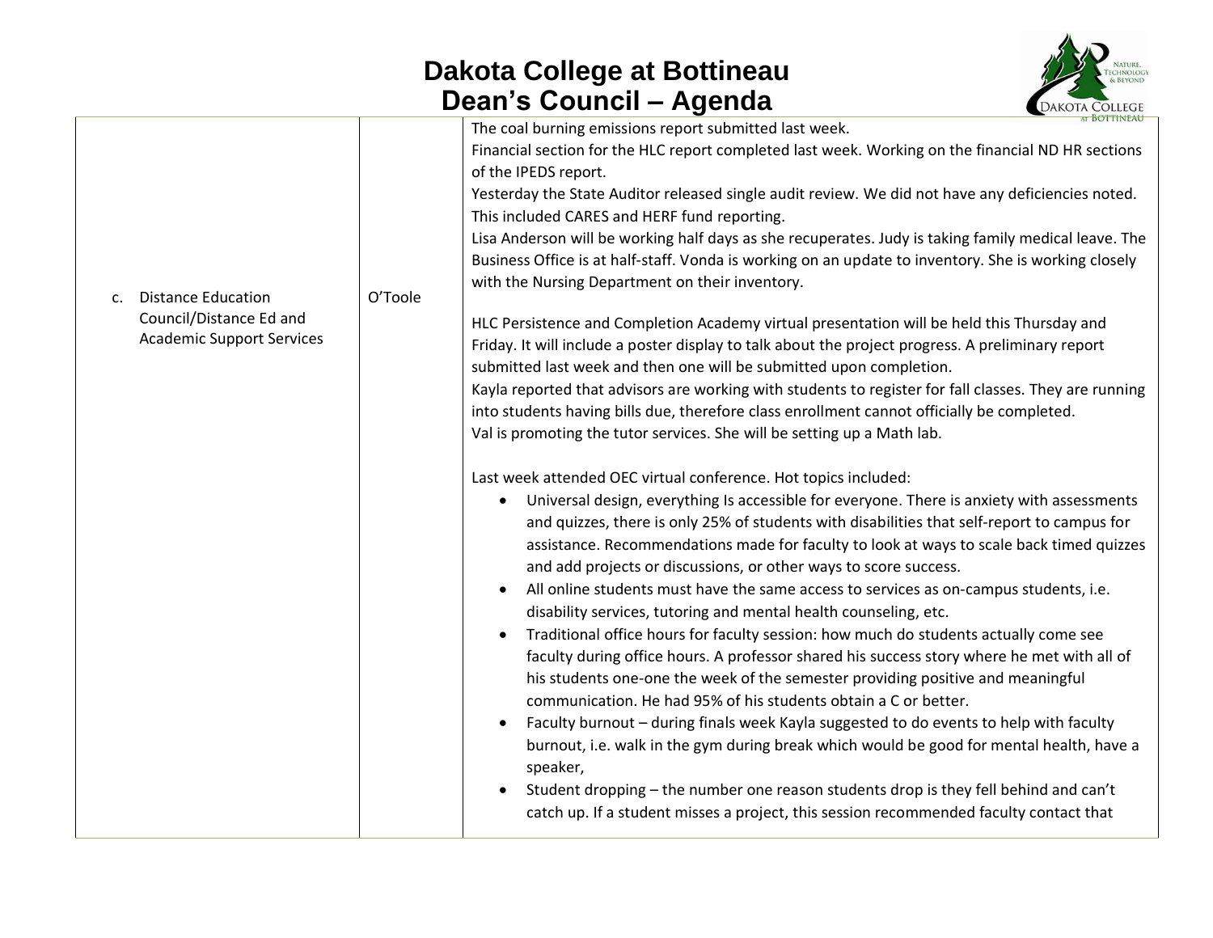| | | |
|---|---|---|
| c. Distance Education Council/Distance Ed and Academic Support Services | O'Toole | The coal burning emissions report submitted last week.<br>Financial section for the HLC report completed last week. Working on the financial ND HR sections of the IPEDS report.<br>Yesterday the State Auditor released single audit review. We did not have any deficiencies noted. This included CARES and HERF fund reporting.<br>Lisa Anderson will be working half days as she recuperates. Judy is taking family medical leave. The Business Office is at half-staff. Vonda is working on an update to inventory. She is working closely with the Nursing Department on their inventory.<br><br>HLC Persistence and Completion Academy virtual presentation will be held this Thursday and Friday. It will include a poster display to talk about the project progress. A preliminary report submitted last week and then one will be submitted upon completion.<br>Kayla reported that advisors are working with students to register for fall classes. They are running into students having bills due, therefore class enrollment cannot officially be completed.<br>Val is promoting the tutor services. She will be setting up a Math lab.<br><br>Last week attended OEC virtual conference. Hot topics included:<br>• Universal design, everything Is accessible for everyone. There is anxiety with assessments and quizzes, there is only 25% of students with disabilities that self-report to campus for assistance. Recommendations made for faculty to look at ways to scale back timed quizzes and add projects or discussions, or other ways to score success.<br>• All online students must have the same access to services as on-campus students, i.e. disability services, tutoring and mental health counseling, etc.<br>• Traditional office hours for faculty session: how much do students actually come see faculty during office hours. A professor shared his success story where he met with all of his students one-one the week of the semester providing positive and meaningful communication. He had 95% of his students obtain a C or better.<br>• Faculty burnout – during finals week Kayla suggested to do events to help with faculty burnout, i.e. walk in the gym during break which would be good for mental health, have a speaker,<br>• Student dropping – the number one reason students drop is they fell behind and can't catch up. If a student misses a project, this session recommended faculty contact that |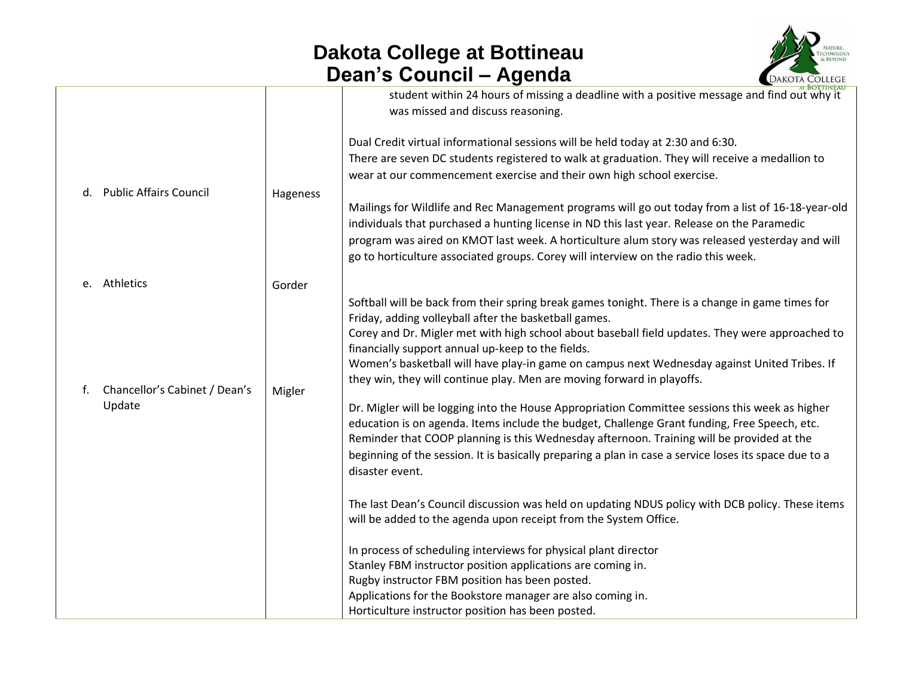# Dakota College at Bottineau
# Dean's Council – Agenda

| | | |
|---|---|---|
| | | student within 24 hours of missing a deadline with a positive message and find out why it was missed and discuss reasoning.<br><br>Dual Credit virtual informational sessions will be held today at 2:30 and 6:30.<br>There are seven DC students registered to walk at graduation. They will receive a medallion to wear at our commencement exercise and their own high school exercise. |
| d. Public Affairs Council | Hageness | Mailings for Wildlife and Rec Management programs will go out today from a list of 16-18-year-old individuals that purchased a hunting license in ND this last year. Release on the Paramedic program was aired on KMOT last week. A horticulture alum story was released yesterday and will go to horticulture associated groups. Corey will interview on the radio this week. |
| e. Athletics | Gorder | Softball will be back from their spring break games tonight. There is a change in game times for Friday, adding volleyball after the basketball games.<br>Corey and Dr. Migler met with high school about baseball field updates. They were approached to financially support annual up-keep to the fields.<br>Women's basketball will have play-in game on campus next Wednesday against United Tribes. If they win, they will continue play. Men are moving forward in playoffs. |
| f. Chancellor's Cabinet / Dean's Update | Migler | Dr. Migler will be logging into the House Appropriation Committee sessions this week as higher education is on agenda. Items include the budget, Challenge Grant funding, Free Speech, etc.<br>Reminder that COOP planning is this Wednesday afternoon. Training will be provided at the beginning of the session. It is basically preparing a plan in case a service loses its space due to a disaster event.<br><br>The last Dean's Council discussion was held on updating NDUS policy with DCB policy. These items will be added to the agenda upon receipt from the System Office.<br><br>In process of scheduling interviews for physical plant director<br>Stanley FBM instructor position applications are coming in.<br>Rugby instructor FBM position has been posted.<br>Applications for the Bookstore manager are also coming in.<br>Horticulture instructor position has been posted. |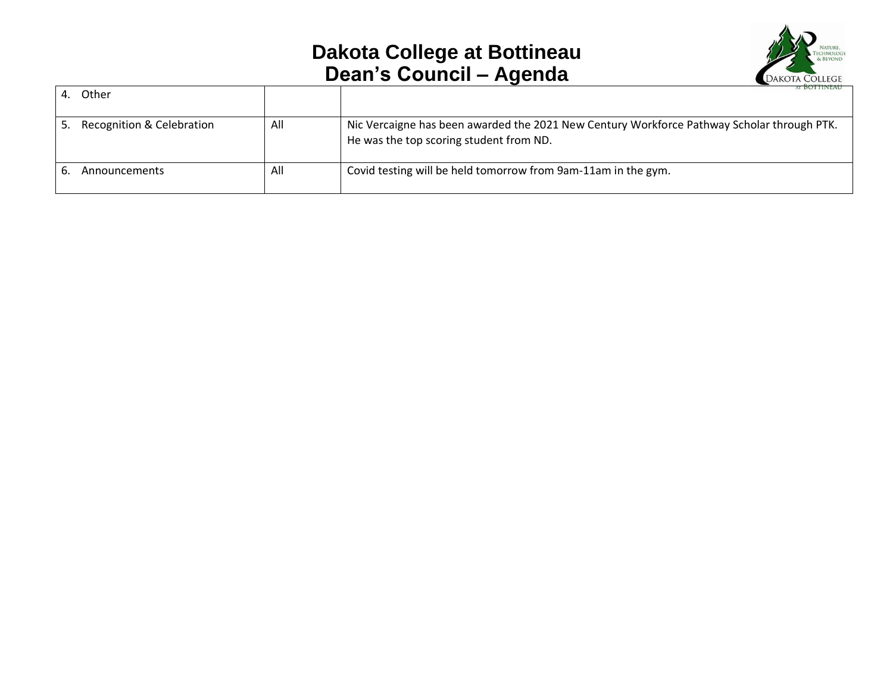# Dakota College at Bottineau
## Dean's Council – Agenda

| | | |
|---|---|---|
| 4. Other | | |
| 5. Recognition & Celebration | All | Nic Vercaigne has been awarded the 2021 New Century Workforce Pathway Scholar through PTK. He was the top scoring student from ND. |
| 6. Announcements | All | Covid testing will be held tomorrow from 9am-11am in the gym. |